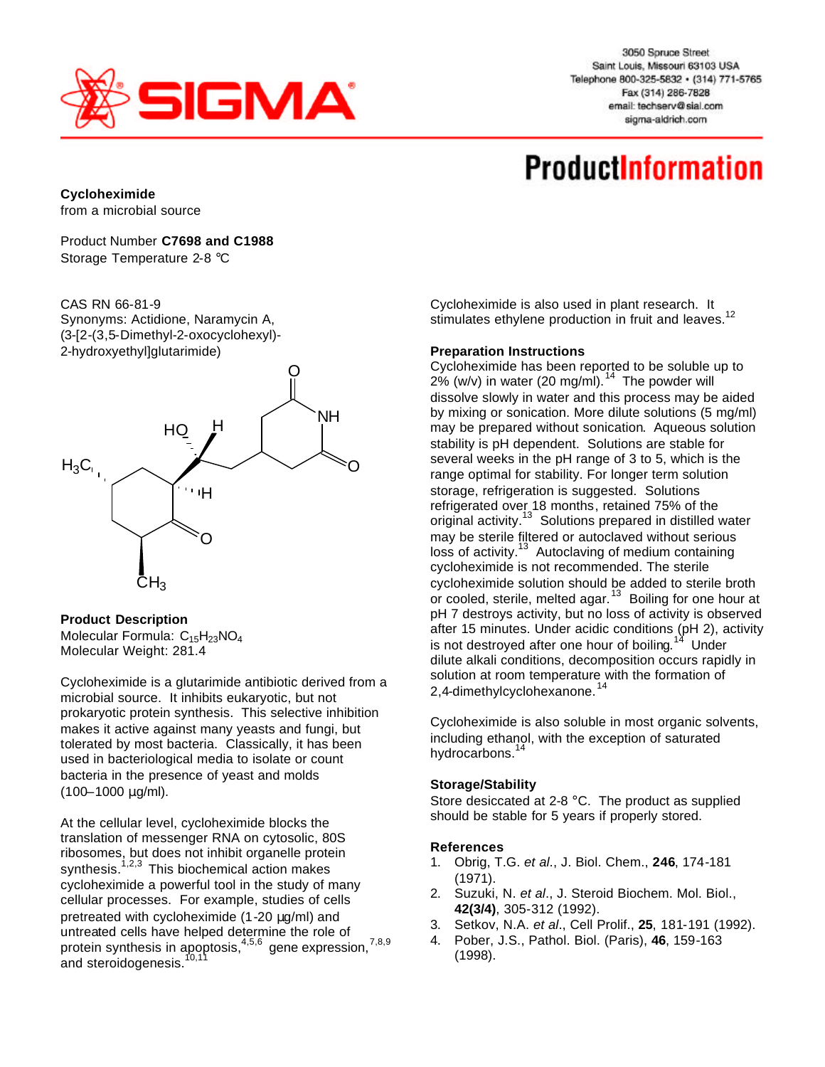3050 Spruce Street
Saint Louis, Missouri 63103 USA
Telephone 800-325-5832 • (314) 771-5765
Fax (314) 286-7828
email: techserv@sial.com
sigma-aldrich.com

# ProductInformation

**Cycloheximide**
from a microbial source

Product Number **C7698 and C1988**
Storage Temperature 2-8 °C

CAS RN 66-81-9
Synonyms: Actidione, Naramycin A, (3-[2-(3,5-Dimethyl-2-oxocyclohexyl)-2-hydroxyethyl]glutarimide)

### Product Description

Molecular Formula: $C_{15}H_{23}NO_4$
Molecular Weight: 281.4

Cycloheximide is a glutarimide antibiotic derived from a microbial source. It inhibits eukaryotic, but not prokaryotic protein synthesis. This selective inhibition makes it active against many yeasts and fungi, but tolerated by most bacteria. Classically, it has been used in bacteriological media to isolate or count bacteria in the presence of yeast and molds (100–1000 µg/ml).

At the cellular level, cycloheximide blocks the translation of messenger RNA on cytosolic, 80S ribosomes, but does not inhibit organelle protein synthesis.[1,2,3] This biochemical action makes cycloheximide a powerful tool in the study of many cellular processes. For example, studies of cells pretreated with cycloheximide (1-20 µg/ml) and untreated cells have helped determine the role of protein synthesis in apoptosis,[4,5,6] gene expression,[7,8,9] and steroidogenesis.[10,11]

Cycloheximide is also used in plant research. It stimulates ethylene production in fruit and leaves.[12]

### Preparation Instructions

Cycloheximide has been reported to be soluble up to 2% (w/v) in water (20 mg/ml).[14] The powder will dissolve slowly in water and this process may be aided by mixing or sonication. More dilute solutions (5 mg/ml) may be prepared without sonication. Aqueous solution stability is pH dependent. Solutions are stable for several weeks in the pH range of 3 to 5, which is the range optimal for stability. For longer term solution storage, refrigeration is suggested. Solutions refrigerated over 18 months, retained 75% of the original activity.[13] Solutions prepared in distilled water may be sterile filtered or autoclaved without serious loss of activity.[13] Autoclaving of medium containing cycloheximide is not recommended. The sterile cycloheximide solution should be added to sterile broth or cooled, sterile, melted agar.[13] Boiling for one hour at pH 7 destroys activity, but no loss of activity is observed after 15 minutes. Under acidic conditions (pH 2), activity is not destroyed after one hour of boiling.[14] Under dilute alkali conditions, decomposition occurs rapidly in solution at room temperature with the formation of 2,4-dimethylcyclohexanone.[14]

Cycloheximide is also soluble in most organic solvents, including ethanol, with the exception of saturated hydrocarbons.[14]

### Storage/Stability

Store desiccated at 2-8 °C. The product as supplied should be stable for 5 years if properly stored.

### References

1. Obrig, T.G. *et al*., J. Biol. Chem., **246**, 174-181 (1971).
2. Suzuki, N. *et al*., J. Steroid Biochem. Mol. Biol., **42(3/4)**, 305-312 (1992).
3. Setkov, N.A. *et al*., Cell Prolif., **25**, 181-191 (1992).
4. Pober, J.S., Pathol. Biol. (Paris), **46**, 159-163 (1998).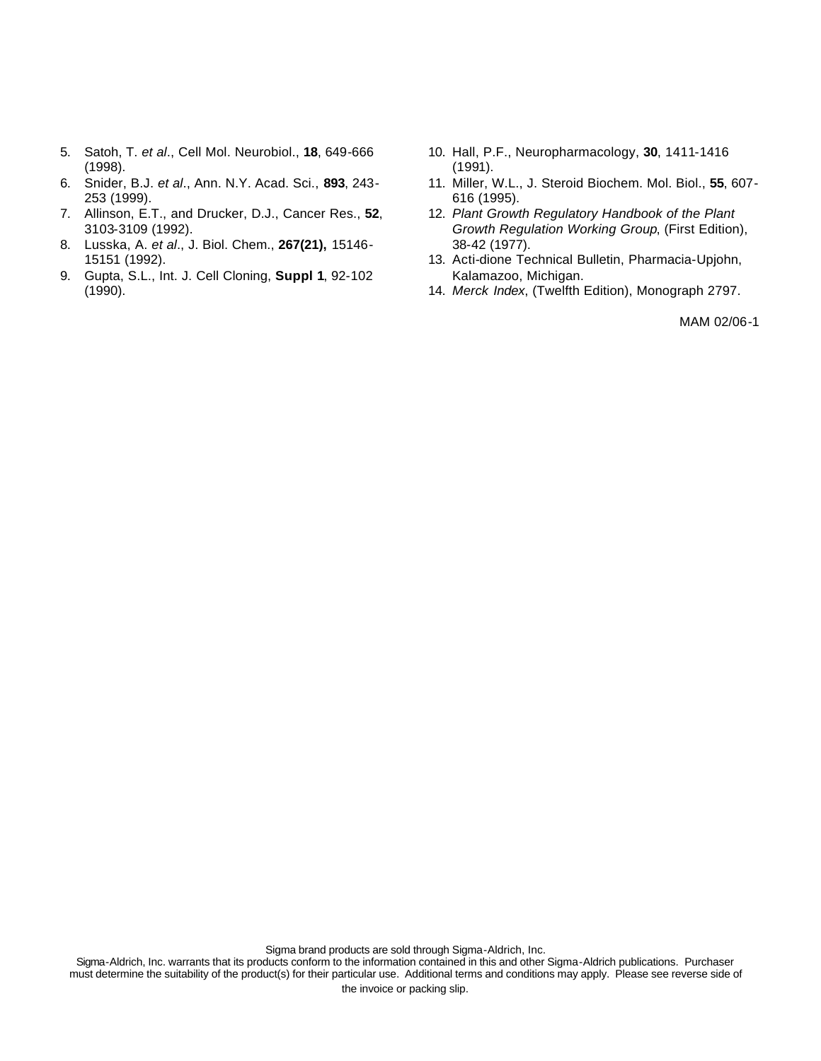5. Satoh, T. *et al*., Cell Mol. Neurobiol., **18**, 649-666 (1998).
6. Snider, B.J. *et al*., Ann. N.Y. Acad. Sci., **893**, 243-253 (1999).
7. Allinson, E.T., and Drucker, D.J., Cancer Res., **52**, 3103-3109 (1992).
8. Lusska, A. *et al*., J. Biol. Chem., **267(21),** 15146-15151 (1992).
9. Gupta, S.L., Int. J. Cell Cloning, **Suppl 1**, 92-102 (1990).
10. Hall, P.F., Neuropharmacology, **30**, 1411-1416 (1991).
11. Miller, W.L., J. Steroid Biochem. Mol. Biol., **55**, 607-616 (1995).
12. *Plant Growth Regulatory Handbook of the Plant Growth Regulation Working Group*, (First Edition), 38-42 (1977).
13. Acti-dione Technical Bulletin, Pharmacia-Upjohn, Kalamazoo, Michigan.
14. *Merck Index*, (Twelfth Edition), Monograph 2797.

MAM 02/06-1

Sigma brand products are sold through Sigma-Aldrich, Inc.
Sigma-Aldrich, Inc. warrants that its products conform to the information contained in this and other Sigma-Aldrich publications. Purchaser must determine the suitability of the product(s) for their particular use. Additional terms and conditions may apply. Please see reverse side of the invoice or packing slip.